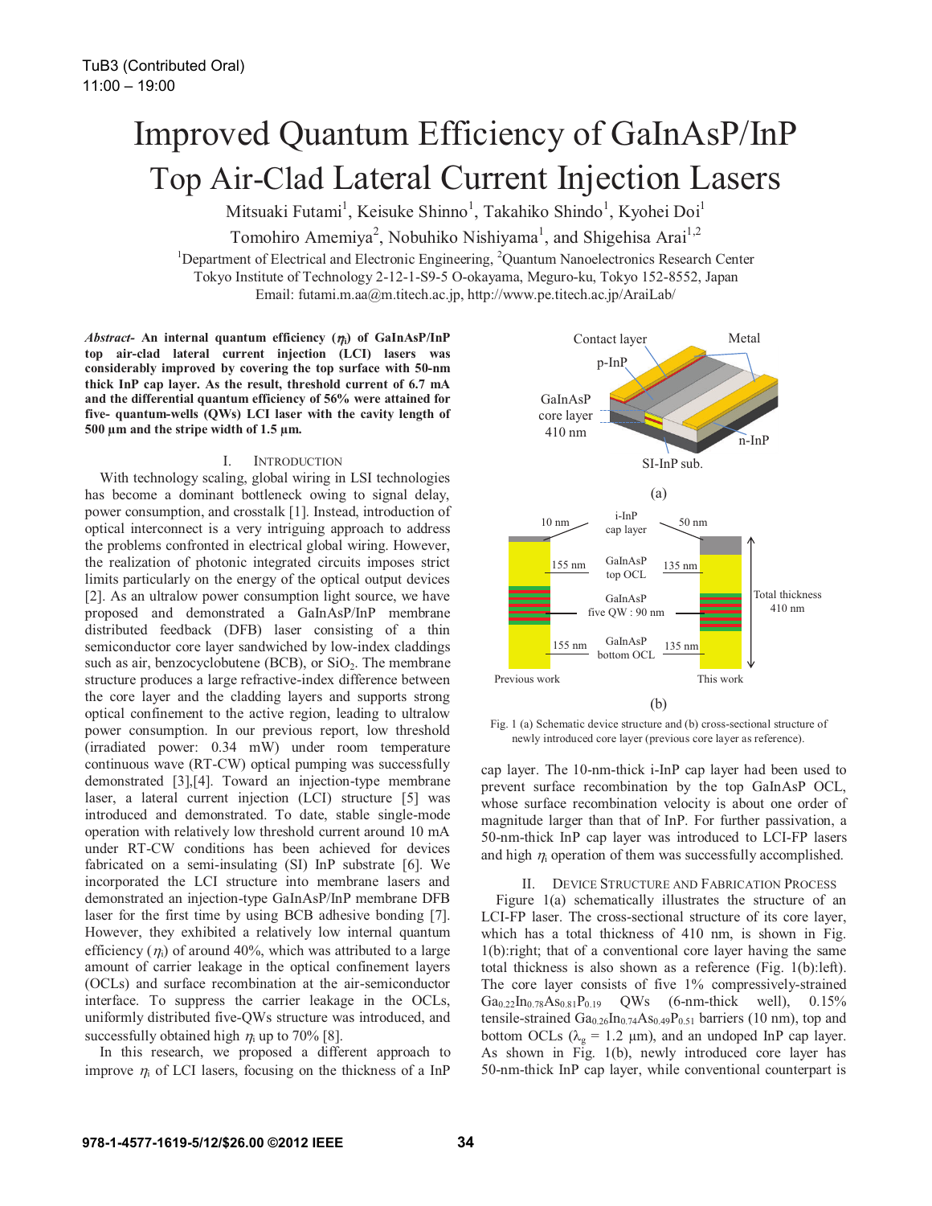TuB3 (Contributed Oral)
11:00 – 19:00

# Improved Quantum Efficiency of GaInAsP/InP Top Air-Clad Lateral Current Injection Lasers

Mitsuaki Futami[1], Keisuke Shinno[1], Takahiko Shindo[1], Kyohei Doi[1]
Tomohiro Amemiya[2], Nobuhiko Nishiyama[1], and Shigehisa Arai[1,2]

[1]Department of Electrical and Electronic Engineering, [2]Quantum Nanoelectronics Research Center
Tokyo Institute of Technology 2-12-1-S9-5 O-okayama, Meguro-ku, Tokyo 152-8552, Japan
Email: futami.m.aa@m.titech.ac.jp, http://www.pe.titech.ac.jp/AraiLab/

***Abstract-*** **An internal quantum efficiency ($\eta_i$) of GaInAsP/InP top air-clad lateral current injection (LCI) lasers was considerably improved by covering the top surface with 50-nm thick InP cap layer. As the result, threshold current of 6.7 mA and the differential quantum efficiency of 56% were attained for five- quantum-wells (QWs) LCI laser with the cavity length of 500 µm and the stripe width of 1.5 µm.**

## I. Introduction

With technology scaling, global wiring in LSI technologies has become a dominant bottleneck owing to signal delay, power consumption, and crosstalk [1]. Instead, introduction of optical interconnect is a very intriguing approach to address the problems confronted in electrical global wiring. However, the realization of photonic integrated circuits imposes strict limits particularly on the energy of the optical output devices [2]. As an ultralow power consumption light source, we have proposed and demonstrated a GaInAsP/InP membrane distributed feedback (DFB) laser consisting of a thin semiconductor core layer sandwiched by low-index claddings such as air, benzocyclobutene (BCB), or $SiO_2$. The membrane structure produces a large refractive-index difference between the core layer and the cladding layers and supports strong optical confinement to the active region, leading to ultralow power consumption. In our previous report, low threshold (irradiated power: 0.34 mW) under room temperature continuous wave (RT-CW) optical pumping was successfully demonstrated [3],[4]. Toward an injection-type membrane laser, a lateral current injection (LCI) structure [5] was introduced and demonstrated. To date, stable single-mode operation with relatively low threshold current around 10 mA under RT-CW conditions has been achieved for devices fabricated on a semi-insulating (SI) InP substrate [6]. We incorporated the LCI structure into membrane lasers and demonstrated an injection-type GaInAsP/InP membrane DFB laser for the first time by using BCB adhesive bonding [7]. However, they exhibited a relatively low internal quantum efficiency ($\eta_i$) of around 40%, which was attributed to a large amount of carrier leakage in the optical confinement layers (OCLs) and surface recombination at the air-semiconductor interface. To suppress the carrier leakage in the OCLs, uniformly distributed five-QWs structure was introduced, and successfully obtained high $\eta_i$ up to 70% [8].

In this research, we proposed a different approach to improve $\eta_i$ of LCI lasers, focusing on the thickness of a InP cap layer. The 10-nm-thick i-InP cap layer had been used to prevent surface recombination by the top GaInAsP OCL, whose surface recombination velocity is about one order of magnitude larger than that of InP. For further passivation, a 50-nm-thick InP cap layer was introduced to LCI-FP lasers and high $\eta_i$ operation of them was successfully accomplished.

Fig. 1 (a) Schematic device structure and (b) cross-sectional structure of newly introduced core layer (previous core layer as reference).

## II. Device Structure and Fabrication Process

Figure 1(a) schematically illustrates the structure of an LCI-FP laser. The cross-sectional structure of its core layer, which has a total thickness of 410 nm, is shown in Fig. 1(b):right; that of a conventional core layer having the same total thickness is also shown as a reference (Fig. 1(b):left). The core layer consists of five 1% compressively-strained $Ga_{0.22}In_{0.78}As_{0.81}P_{0.19}$ QWs (6-nm-thick well), 0.15% tensile-strained $Ga_{0.26}In_{0.74}As_{0.49}P_{0.51}$ barriers (10 nm), top and bottom OCLs ($\lambda_g$ = 1.2 µm), and an undoped InP cap layer. As shown in Fig. 1(b), newly introduced core layer has 50-nm-thick InP cap layer, while conventional counterpart is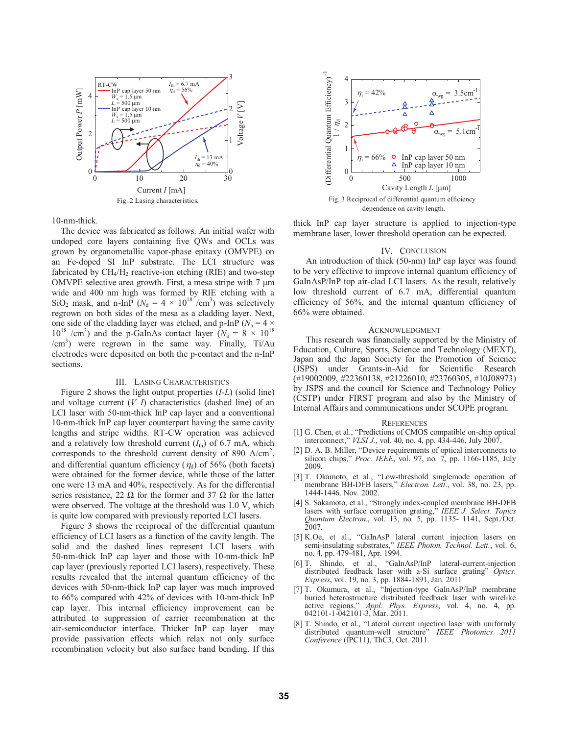RT-CW

InP cap layer 50 nm
$W_s$ = 1.5 µm
$L$ = 500 µm

InP cap layer 10 nm
$W_s$ = 1.5 µm
$L$ = 500 µm

$I_{th}$ = 6.7 mA
$\eta_d$ = 56%

$I_{th}$ = 13 mA
$\eta_d$ = 40%

Output Power $P$ [mW]

Voltage $V$ [V]

Current $I$ [mA]

Fig. 2 Lasing characteristics.

$\eta_i$ = 42%

$\alpha_{wg}$ = 3.5cm$^{-1}$

$\alpha_{wg}$ = 5.1cm$^{-1}$

$\eta_i$ = 66%

InP cap layer 50 nm

InP cap layer 10 nm

(Differential Quantum Efficiency)$^{-1}$ $1/\eta_d$

Cavity Length $L$ [µm]

Fig. 3 Reciprocal of differential quantum efficiency dependence on cavity length.

10-nm-thick.

The device was fabricated as follows. An initial wafer with undoped core layers containing five QWs and OCLs was grown by organometallic vapor-phase epitaxy (OMVPE) on an Fe-doped SI InP substrate. The LCI structure was fabricated by $CH_4/H_2$ reactive-ion etching (RIE) and two-step OMVPE selective area growth. First, a mesa stripe with 7 µm wide and 400 nm high was formed by RIE etching with a $SiO_2$ mask, and n-InP ($N_d$ = 4 × $10^{18}$ /cm$^3$) was selectively regrown on both sides of the mesa as a cladding layer. Next, one side of the cladding layer was etched, and p-InP ($N_a$ = 4 × $10^{18}$ /cm$^3$) and the p-GaInAs contact layer ($N_a$ = 8 × $10^{18}$ /cm$^3$) were regrown in the same way. Finally, Ti/Au electrodes were deposited on both the p-contact and the n-InP sections.

## III. Lasing Characteristics

Figure 2 shows the light output properties ($I$-$L$) (solid line) and voltage–current ($V$–$I$) characteristics (dashed line) of an LCI laser with 50-nm-thick InP cap layer and a conventional 10-nm-thick InP cap layer counterpart having the same cavity lengths and stripe widths. RT-CW operation was achieved and a relatively low threshold current ($I_{th}$) of 6.7 mA, which corresponds to the threshold current density of 890 A/cm$^2$, and differential quantum efficiency ($\eta_d$) of 56% (both facets) were obtained for the former device, while those of the latter one were 13 mA and 40%, respectively. As for the differential series resistance, 22 Ω for the former and 37 Ω for the latter were observed. The voltage at the threshold was 1.0 V, which is quite low compared with previously reported LCI lasers.

Figure 3 shows the reciprocal of the differential quantum efficiency of LCI lasers as a function of the cavity length. The solid and the dashed lines represent LCI lasers with 50-nm-thick InP cap layer and those with 10-nm-thick InP cap layer (previously reported LCI lasers), respectively. These results revealed that the internal quantum efficiency of the devices with 50-nm-thick InP cap layer was much improved to 66% compared with 42% of devices with 10-nm-thick InP cap layer. This internal efficiency improvement can be attributed to suppression of carrier recombination at the air-semiconductor interface. Thicker InP cap layer may provide passivation effects which relax not only surface recombination velocity but also surface band bending. If this thick InP cap layer structure is applied to injection-type membrane laser, lower threshold operation can be expected.

## IV. Conclusion

An introduction of thick (50-nm) InP cap layer was found to be very effective to improve internal quantum efficiency of GaInAsP/InP top air-clad LCI lasers. As the result, relatively low threshold current of 6.7 mA, differential quantum efficiency of 56%, and the internal quantum efficiency of 66% were obtained.

## Acknowledgment

This research was financially supported by the Ministry of Education, Culture, Sports, Science and Technology (MEXT), Japan and the Japan Society for the Promotion of Science (JSPS) under Grants-in-Aid for Scientific Research (#19002009, #22360138, #21226010, #23760305, #10J08973) by JSPS and the council for Science and Technology Policy (CSTP) under FIRST program and also by the Ministry of Internal Affairs and communications under SCOPE program.

## References

[1] G. Chen, et al., "Predictions of CMOS compatible on-chip optical interconnect," *VLSI J.*, vol. 40, no. 4, pp. 434-446, July 2007.

[2] D. A. B. Miller, "Device requirements of optical interconnects to silicon chips," *Proc. IEEE*, vol. 97, no. 7, pp. 1166-1185, July 2009.

[3] T. Okamoto, et al., "Low-threshold singlemode operation of membrane BH-DFB lasers," *Electron. Lett.*, vol. 38, no. 23, pp. 1444-1446. Nov. 2002.

[4] S. Sakamoto, et al., "Strongly index-coupled membrane BH-DFB lasers with surface corrugation grating," *IEEE J. Select. Topics Quantum Electron.*, vol. 13, no. 5, pp. 1135- 1141, Sept./Oct. 2007.

[5] K.Oe, et al., "GaInAsP lateral current injection lasers on semi-insulating substrates," *IEEE Photon. Technol. Lett.*, vol. 6, no. 4, pp. 479-481, Apr. 1994.

[6] T. Shindo, et al., "GaInAsP/InP lateral-current-injection distributed feedback laser with a-Si surface grating" *Optics. Express*, vol. 19, no. 3, pp. 1884-1891, Jan. 2011

[7] T. Okumura, et al., "Injection-type GaInAsP/InP membrane buried heterostructure distributed feedback laser with wirelike active regions," *Appl. Phys. Express*, vol. 4, no. 4, pp. 042101-1-042101-3, Mar. 2011.

[8] T. Shindo, et al., "Lateral current injection laser with uniformly distributed quantum-well structure" *IEEE Photonics 2011 Conference* (IPC11), ThC3, Oct. 2011.